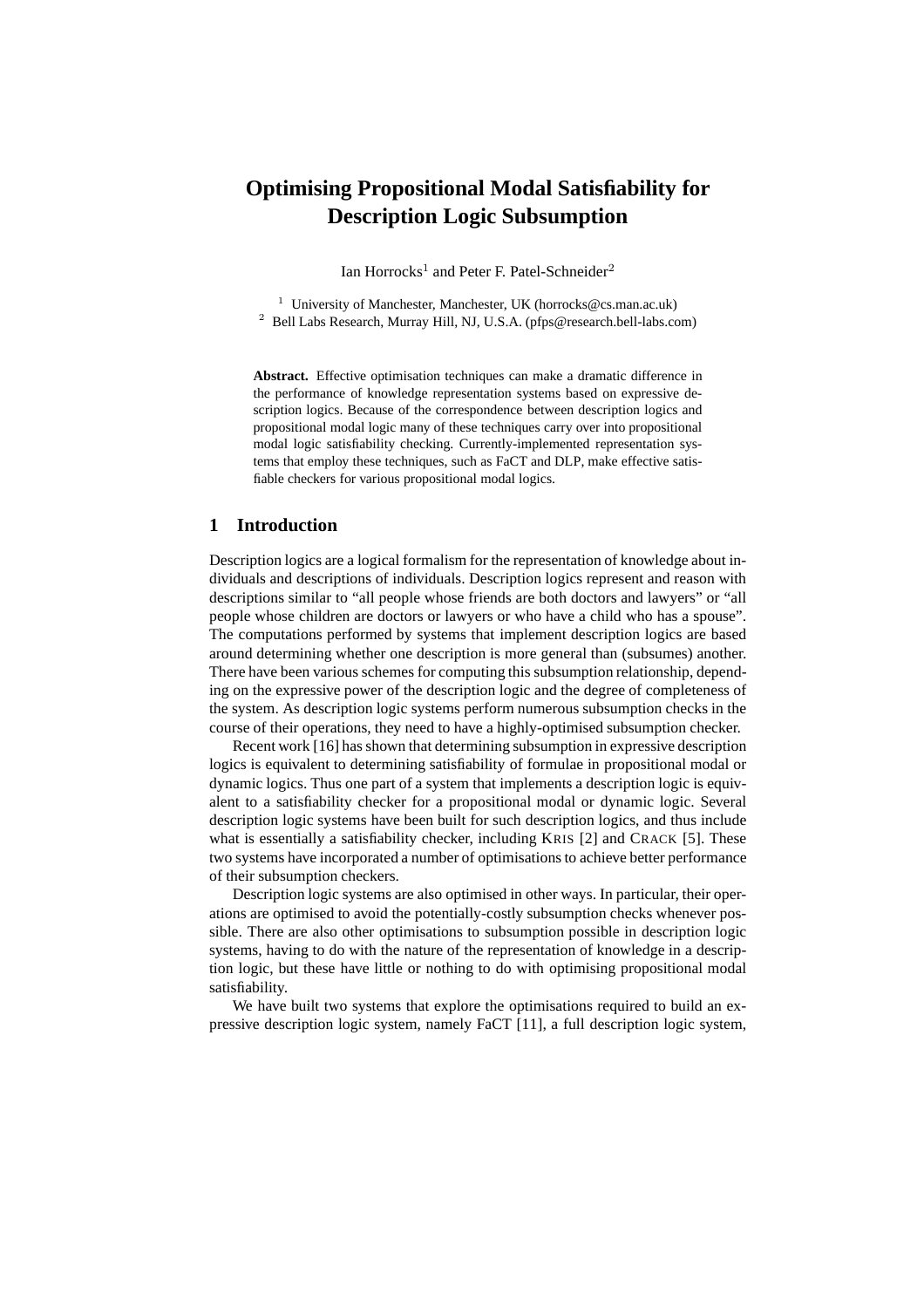# Optimising Propositional Modal Satisfiability for Description Logic Subsumption

Ian Horrocks[1] and Peter F. Patel-Schneider[2]

[1] University of Manchester, Manchester, UK (horrocks@cs.man.ac.uk)
[2] Bell Labs Research, Murray Hill, NJ, U.S.A. (pfps@research.bell-labs.com)

**Abstract.** Effective optimisation techniques can make a dramatic difference in the performance of knowledge representation systems based on expressive description logics. Because of the correspondence between description logics and propositional modal logic many of these techniques carry over into propositional modal logic satisfiability checking. Currently-implemented representation systems that employ these techniques, such as FaCT and DLP, make effective satisfiable checkers for various propositional modal logics.

## 1 Introduction

Description logics are a logical formalism for the representation of knowledge about individuals and descriptions of individuals. Description logics represent and reason with descriptions similar to "all people whose friends are both doctors and lawyers" or "all people whose children are doctors or lawyers or who have a child who has a spouse". The computations performed by systems that implement description logics are based around determining whether one description is more general than (subsumes) another. There have been various schemes for computing this subsumption relationship, depending on the expressive power of the description logic and the degree of completeness of the system. As description logic systems perform numerous subsumption checks in the course of their operations, they need to have a highly-optimised subsumption checker.

Recent work [16] has shown that determining subsumption in expressive description logics is equivalent to determining satisfiability of formulae in propositional modal or dynamic logics. Thus one part of a system that implements a description logic is equivalent to a satisfiability checker for a propositional modal or dynamic logic. Several description logic systems have been built for such description logics, and thus include what is essentially a satisfiability checker, including KRIS [2] and CRACK [5]. These two systems have incorporated a number of optimisations to achieve better performance of their subsumption checkers.

Description logic systems are also optimised in other ways. In particular, their operations are optimised to avoid the potentially-costly subsumption checks whenever possible. There are also other optimisations to subsumption possible in description logic systems, having to do with the nature of the representation of knowledge in a description logic, but these have little or nothing to do with optimising propositional modal satisfiability.

We have built two systems that explore the optimisations required to build an expressive description logic system, namely FaCT [11], a full description logic system,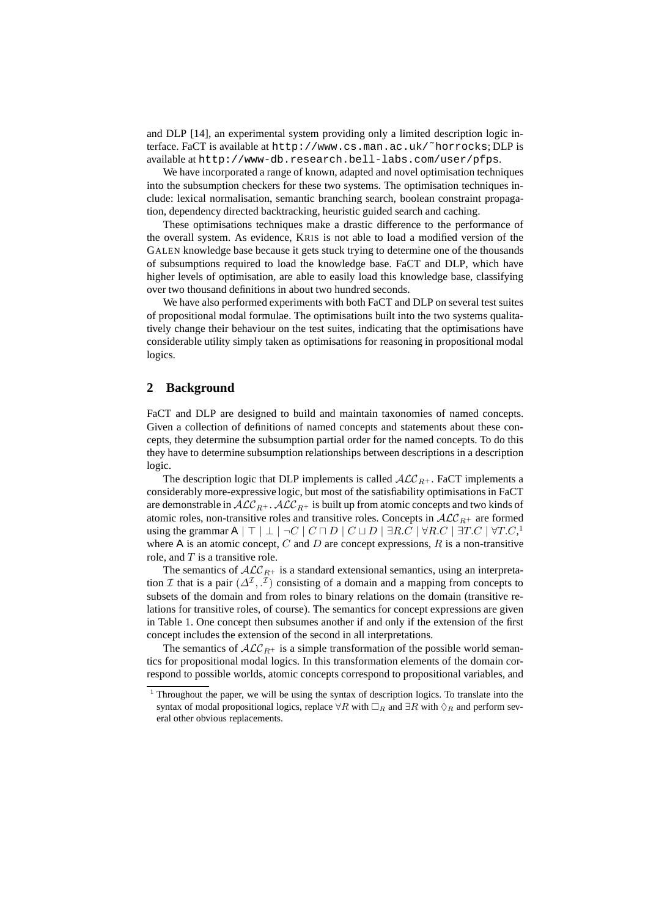and DLP [14], an experimental system providing only a limited description logic interface. FaCT is available at http://www.cs.man.ac.uk/~horrocks; DLP is available at http://www-db.research.bell-labs.com/user/pfps.

We have incorporated a range of known, adapted and novel optimisation techniques into the subsumption checkers for these two systems. The optimisation techniques include: lexical normalisation, semantic branching search, boolean constraint propagation, dependency directed backtracking, heuristic guided search and caching.

These optimisations techniques make a drastic difference to the performance of the overall system. As evidence, KRIS is not able to load a modified version of the GALEN knowledge base because it gets stuck trying to determine one of the thousands of subsumptions required to load the knowledge base. FaCT and DLP, which have higher levels of optimisation, are able to easily load this knowledge base, classifying over two thousand definitions in about two hundred seconds.

We have also performed experiments with both FaCT and DLP on several test suites of propositional modal formulae. The optimisations built into the two systems qualitatively change their behaviour on the test suites, indicating that the optimisations have considerable utility simply taken as optimisations for reasoning in propositional modal logics.

## 2 Background

FaCT and DLP are designed to build and maintain taxonomies of named concepts. Given a collection of definitions of named concepts and statements about these concepts, they determine the subsumption partial order for the named concepts. To do this they have to determine subsumption relationships between descriptions in a description logic.

The description logic that DLP implements is called $\mathcal{ALC}_{R^+}$. FaCT implements a considerably more-expressive logic, but most of the satisfiability optimisations in FaCT are demonstrable in $\mathcal{ALC}_{R^+}$. $\mathcal{ALC}_{R^+}$ is built up from atomic concepts and two kinds of atomic roles, non-transitive roles and transitive roles. Concepts in $\mathcal{ALC}_{R^+}$ are formed using the grammar $\mathsf{A} \mid \top \mid \bot \mid \neg C \mid C \sqcap D \mid C \sqcup D \mid \exists R.C \mid \forall R.C \mid \exists T.C \mid \forall T.C$,[1] where $\mathsf{A}$ is an atomic concept, $C$ and $D$ are concept expressions, $R$ is a non-transitive role, and $T$ is a transitive role.

The semantics of $\mathcal{ALC}_{R^+}$ is a standard extensional semantics, using an interpretation $\mathcal{I}$ that is a pair $(\Delta^{\mathcal{I}}, \cdot^{\mathcal{I}})$ consisting of a domain and a mapping from concepts to subsets of the domain and from roles to binary relations on the domain (transitive relations for transitive roles, of course). The semantics for concept expressions are given in Table 1. One concept then subsumes another if and only if the extension of the first concept includes the extension of the second in all interpretations.

The semantics of $\mathcal{ALC}_{R^+}$ is a simple transformation of the possible world semantics for propositional modal logics. In this transformation elements of the domain correspond to possible worlds, atomic concepts correspond to propositional variables, and

[1] Throughout the paper, we will be using the syntax of description logics. To translate into the syntax of modal propositional logics, replace $\forall R$ with $\Box_R$ and $\exists R$ with $\Diamond_R$ and perform several other obvious replacements.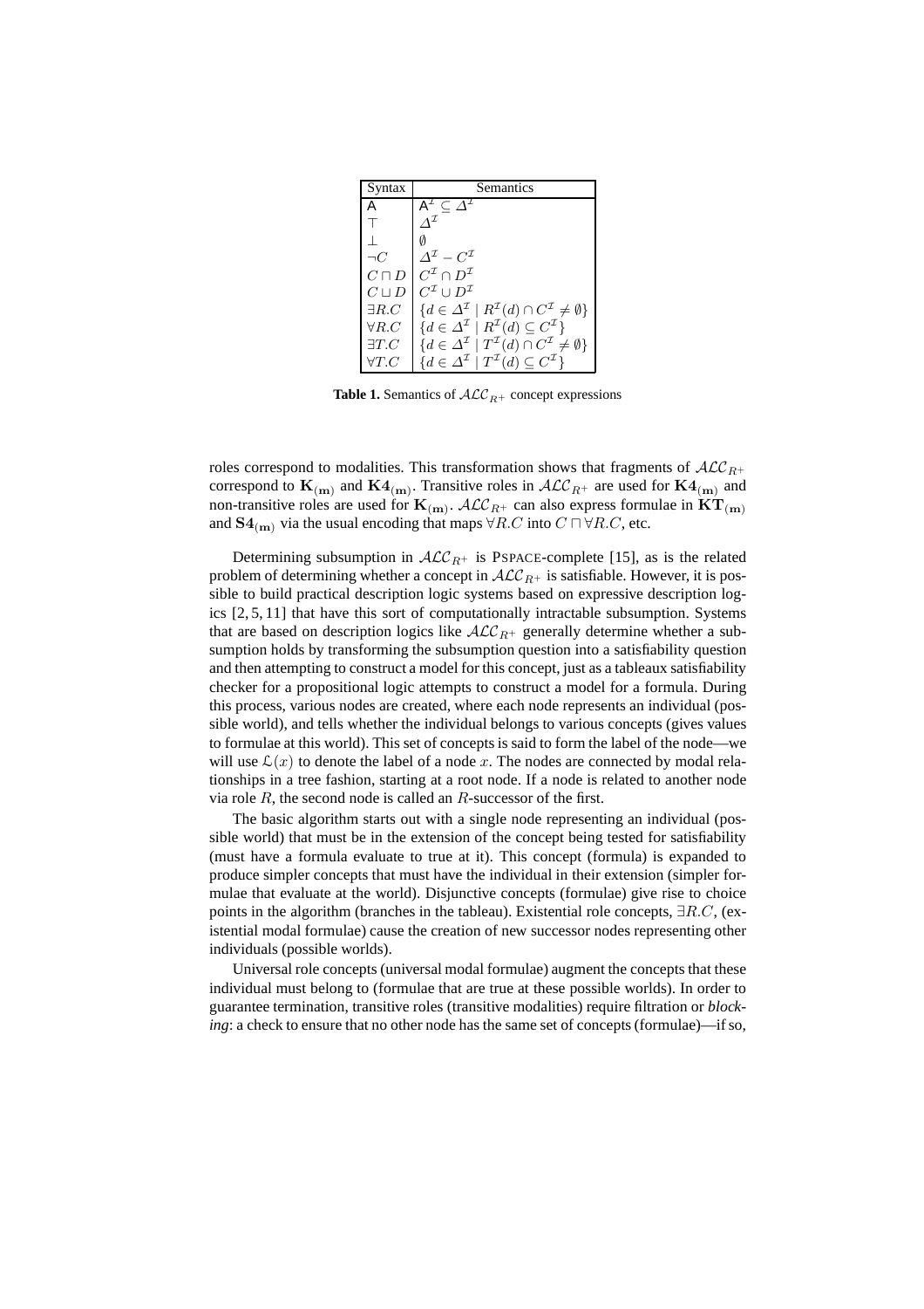| Syntax | Semantics |
| --- | --- |
| $\mathsf{A}$ | $\mathsf{A}^{\mathcal{I}} \subseteq \Delta^{\mathcal{I}}$ |
| $\top$ | $\Delta^{\mathcal{I}}$ |
| $\bot$ | $\emptyset$ |
| $\neg C$ | $\Delta^{\mathcal{I}} - C^{\mathcal{I}}$ |
| $C \sqcap D$ | $C^{\mathcal{I}} \cap D^{\mathcal{I}}$ |
| $C \sqcup D$ | $C^{\mathcal{I}} \cup D^{\mathcal{I}}$ |
| $\exists R.C$ | $\{d \in \Delta^{\mathcal{I}} \mid R^{\mathcal{I}}(d) \cap C^{\mathcal{I}} \neq \emptyset\}$ |
| $\forall R.C$ | $\{d \in \Delta^{\mathcal{I}} \mid R^{\mathcal{I}}(d) \subseteq C^{\mathcal{I}}\}$ |
| $\exists T.C$ | $\{d \in \Delta^{\mathcal{I}} \mid T^{\mathcal{I}}(d) \cap C^{\mathcal{I}} \neq \emptyset\}$ |
| $\forall T.C$ | $\{d \in \Delta^{\mathcal{I}} \mid T^{\mathcal{I}}(d) \subseteq C^{\mathcal{I}}\}$ |

**Table 1.** Semantics of $\mathcal{ALC}_{R^+}$ concept expressions

roles correspond to modalities. This transformation shows that fragments of $\mathcal{ALC}_{R^+}$ correspond to $\mathbf{K}_{(\mathbf{m})}$ and $\mathbf{K4}_{(\mathbf{m})}$. Transitive roles in $\mathcal{ALC}_{R^+}$ are used for $\mathbf{K4}_{(\mathbf{m})}$ and non-transitive roles are used for $\mathbf{K}_{(\mathbf{m})}$. $\mathcal{ALC}_{R^+}$ can also express formulae in $\mathbf{KT}_{(\mathbf{m})}$ and $\mathbf{S4}_{(\mathbf{m})}$ via the usual encoding that maps $\forall R.C$ into $C \sqcap \forall R.C$, etc.

Determining subsumption in $\mathcal{ALC}_{R^+}$ is PSPACE-complete [15], as is the related problem of determining whether a concept in $\mathcal{ALC}_{R^+}$ is satisfiable. However, it is possible to build practical description logic systems based on expressive description logics [2, 5, 11] that have this sort of computationally intractable subsumption. Systems that are based on description logics like $\mathcal{ALC}_{R^+}$ generally determine whether a subsumption holds by transforming the subsumption question into a satisfiability question and then attempting to construct a model for this concept, just as a tableaux satisfiability checker for a propositional logic attempts to construct a model for a formula. During this process, various nodes are created, where each node represents an individual (possible world), and tells whether the individual belongs to various concepts (gives values to formulae at this world). This set of concepts is said to form the label of the node—we will use $\mathcal{L}(x)$ to denote the label of a node $x$. The nodes are connected by modal relationships in a tree fashion, starting at a root node. If a node is related to another node via role $R$, the second node is called an $R$-successor of the first.

The basic algorithm starts out with a single node representing an individual (possible world) that must be in the extension of the concept being tested for satisfiability (must have a formula evaluate to true at it). This concept (formula) is expanded to produce simpler concepts that must have the individual in their extension (simpler formulae that evaluate at the world). Disjunctive concepts (formulae) give rise to choice points in the algorithm (branches in the tableau). Existential role concepts, $\exists R.C$, (existential modal formulae) cause the creation of new successor nodes representing other individuals (possible worlds).

Universal role concepts (universal modal formulae) augment the concepts that these individual must belong to (formulae that are true at these possible worlds). In order to guarantee termination, transitive roles (transitive modalities) require filtration or *blocking*: a check to ensure that no other node has the same set of concepts (formulae)—if so,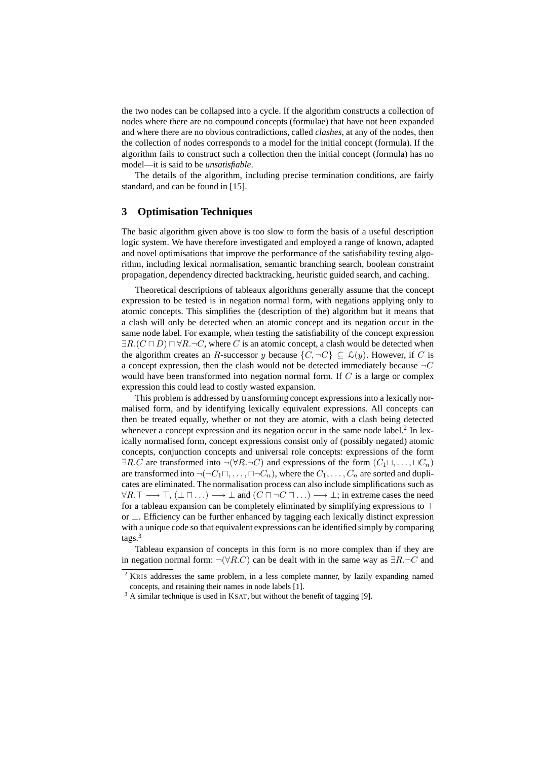the two nodes can be collapsed into a cycle. If the algorithm constructs a collection of nodes where there are no compound concepts (formulae) that have not been expanded and where there are no obvious contradictions, called *clashes*, at any of the nodes, then the collection of nodes corresponds to a model for the initial concept (formula). If the algorithm fails to construct such a collection then the initial concept (formula) has no model—it is said to be *unsatisfiable*.

The details of the algorithm, including precise termination conditions, are fairly standard, and can be found in [15].

## 3 Optimisation Techniques

The basic algorithm given above is too slow to form the basis of a useful description logic system. We have therefore investigated and employed a range of known, adapted and novel optimisations that improve the performance of the satisfiability testing algorithm, including lexical normalisation, semantic branching search, boolean constraint propagation, dependency directed backtracking, heuristic guided search, and caching.

Theoretical descriptions of tableaux algorithms generally assume that the concept expression to be tested is in negation normal form, with negations applying only to atomic concepts. This simplifies the (description of the) algorithm but it means that a clash will only be detected when an atomic concept and its negation occur in the same node label. For example, when testing the satisfiability of the concept expression $\exists R.(C \sqcap D) \sqcap \forall R.\neg C$, where $C$ is an atomic concept, a clash would be detected when the algorithm creates an $R$-successor $y$ because $\{C, \neg C\} \subseteq \mathcal{L}(y)$. However, if $C$ is a concept expression, then the clash would not be detected immediately because $\neg C$ would have been transformed into negation normal form. If $C$ is a large or complex expression this could lead to costly wasted expansion.

This problem is addressed by transforming concept expressions into a lexically normalised form, and by identifying lexically equivalent expressions. All concepts can then be treated equally, whether or not they are atomic, with a clash being detected whenever a concept expression and its negation occur in the same node label.[2] In lexically normalised form, concept expressions consist only of (possibly negated) atomic concepts, conjunction concepts and universal role concepts: expressions of the form $\exists R.C$ are transformed into $\neg(\forall R.\neg C)$ and expressions of the form $(C_1 \sqcup, \ldots, \sqcup C_n)$ are transformed into $\neg(\neg C_1 \sqcap, \ldots, \sqcap \neg C_n)$, where the $C_1, \ldots, C_n$ are sorted and duplicates are eliminated. The normalisation process can also include simplifications such as $\forall R.\top \longrightarrow \top$, $(\bot \sqcap \ldots) \longrightarrow \bot$ and $(C \sqcap \neg C \sqcap \ldots) \longrightarrow \bot$; in extreme cases the need for a tableau expansion can be completely eliminated by simplifying expressions to $\top$ or $\bot$. Efficiency can be further enhanced by tagging each lexically distinct expression with a unique code so that equivalent expressions can be identified simply by comparing tags.[3]

Tableau expansion of concepts in this form is no more complex than if they are in negation normal form: $\neg(\forall R.C)$ can be dealt with in the same way as $\exists R.\neg C$ and

[2] KRIS addresses the same problem, in a less complete manner, by lazily expanding named concepts, and retaining their names in node labels [1].

[3] A similar technique is used in KSAT, but without the benefit of tagging [9].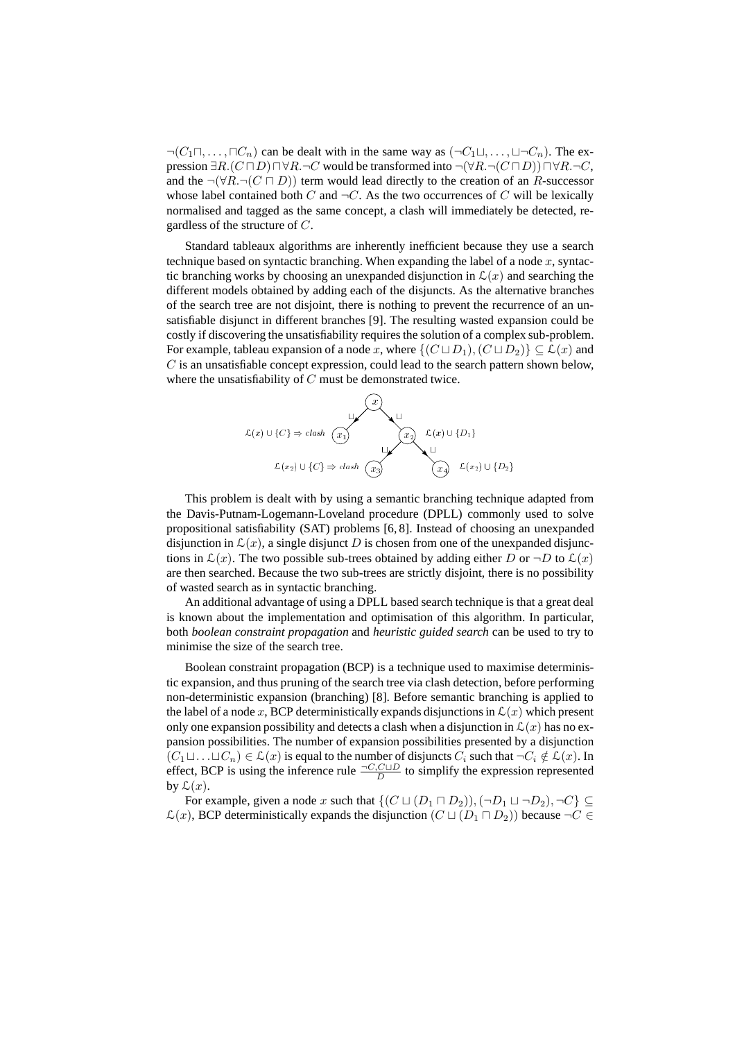$\neg(C_1 \sqcap, \ldots, \sqcap C_n)$ can be dealt with in the same way as $(\neg C_1 \sqcup, \ldots, \sqcup \neg C_n)$. The expression $\exists R.(C \sqcap D) \sqcap \forall R.\neg C$ would be transformed into $\neg(\forall R.\neg(C \sqcap D)) \sqcap \forall R.\neg C$, and the $\neg(\forall R.\neg(C \sqcap D))$ term would lead directly to the creation of an $R$-successor whose label contained both $C$ and $\neg C$. As the two occurrences of $C$ will be lexically normalised and tagged as the same concept, a clash will immediately be detected, regardless of the structure of $C$.

Standard tableaux algorithms are inherently inefficient because they use a search technique based on syntactic branching. When expanding the label of a node $x$, syntactic branching works by choosing an unexpanded disjunction in $\mathcal{L}(x)$ and searching the different models obtained by adding each of the disjuncts. As the alternative branches of the search tree are not disjoint, there is nothing to prevent the recurrence of an unsatisfiable disjunct in different branches [9]. The resulting wasted expansion could be costly if discovering the unsatisfiability requires the solution of a complex sub-problem. For example, tableau expansion of a node $x$, where $\{(C \sqcup D_1), (C \sqcup D_2)\} \subseteq \mathcal{L}(x)$ and $C$ is an unsatisfiable concept expression, could lead to the search pattern shown below, where the unsatisfiability of $C$ must be demonstrated twice.

$\mathcal{L}(x) \cup \{C\} \Rightarrow clash$ ($x_1$) — $x$ — ($x_2$) $\mathcal{L}(x) \cup \{D_1\}$

$\mathcal{L}(x_2) \cup \{C\} \Rightarrow clash$ ($x_3$) — ($x_4$) $\mathcal{L}(x_2) \cup \{D_2\}$

This problem is dealt with by using a semantic branching technique adapted from the Davis-Putnam-Logemann-Loveland procedure (DPLL) commonly used to solve propositional satisfiability (SAT) problems [6, 8]. Instead of choosing an unexpanded disjunction in $\mathcal{L}(x)$, a single disjunct $D$ is chosen from one of the unexpanded disjunctions in $\mathcal{L}(x)$. The two possible sub-trees obtained by adding either $D$ or $\neg D$ to $\mathcal{L}(x)$ are then searched. Because the two sub-trees are strictly disjoint, there is no possibility of wasted search as in syntactic branching.

An additional advantage of using a DPLL based search technique is that a great deal is known about the implementation and optimisation of this algorithm. In particular, both *boolean constraint propagation* and *heuristic guided search* can be used to try to minimise the size of the search tree.

Boolean constraint propagation (BCP) is a technique used to maximise deterministic expansion, and thus pruning of the search tree via clash detection, before performing non-deterministic expansion (branching) [8]. Before semantic branching is applied to the label of a node $x$, BCP deterministically expands disjunctions in $\mathcal{L}(x)$ which present only one expansion possibility and detects a clash when a disjunction in $\mathcal{L}(x)$ has no expansion possibilities. The number of expansion possibilities presented by a disjunction $(C_1 \sqcup \ldots \sqcup C_n) \in \mathcal{L}(x)$ is equal to the number of disjuncts $C_i$ such that $\neg C_i \notin \mathcal{L}(x)$. In effect, BCP is using the inference rule $\frac{\neg C, C \sqcup D}{D}$ to simplify the expression represented by $\mathcal{L}(x)$.

For example, given a node $x$ such that $\{(C \sqcup (D_1 \sqcap D_2)), (\neg D_1 \sqcup \neg D_2), \neg C\} \subseteq \mathcal{L}(x)$, BCP deterministically expands the disjunction $(C \sqcup (D_1 \sqcap D_2))$ because $\neg C \in$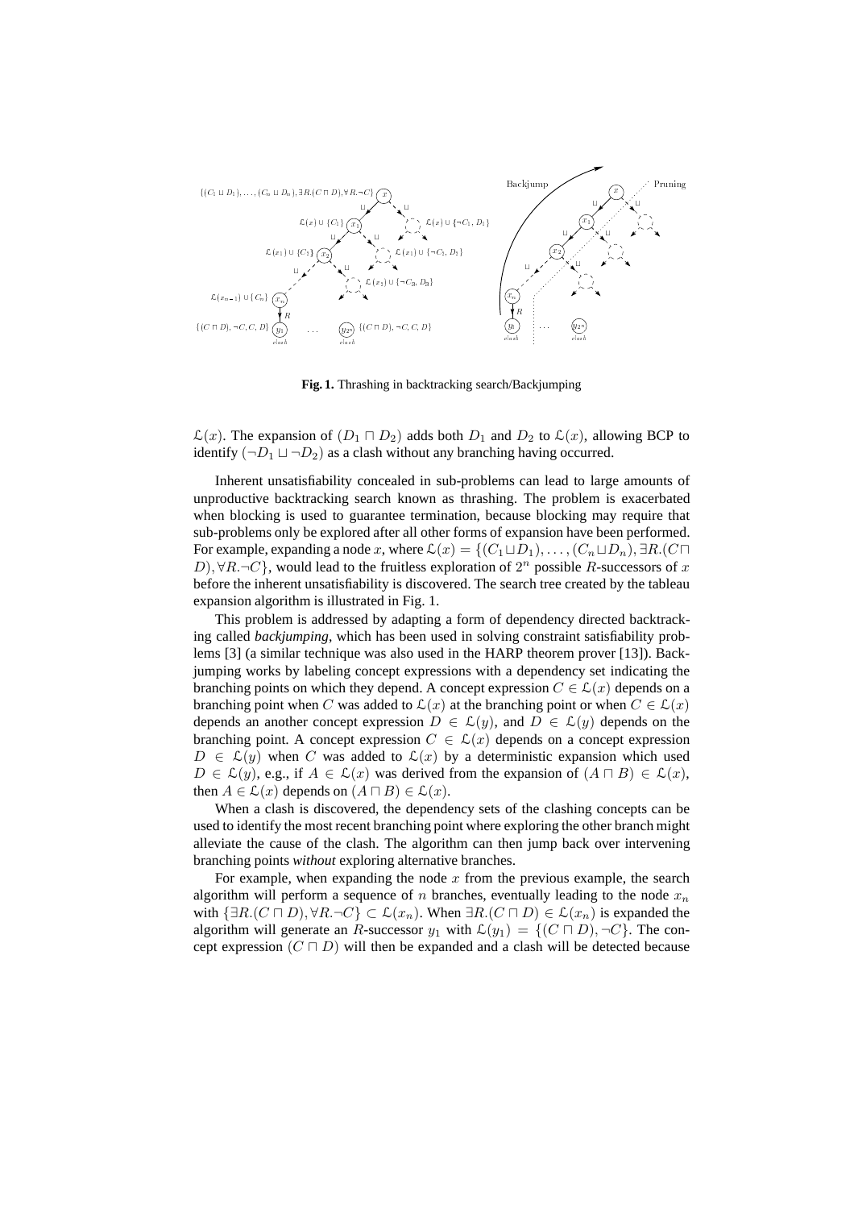**Fig. 1.** Thrashing in backtracking search/Backjumping

$\mathcal{L}(x)$. The expansion of $(D_1 \sqcap D_2)$ adds both $D_1$ and $D_2$ to $\mathcal{L}(x)$, allowing BCP to identify $(\neg D_1 \sqcup \neg D_2)$ as a clash without any branching having occurred.

Inherent unsatisfiability concealed in sub-problems can lead to large amounts of unproductive backtracking search known as thrashing. The problem is exacerbated when blocking is used to guarantee termination, because blocking may require that sub-problems only be explored after all other forms of expansion have been performed. For example, expanding a node $x$, where $\mathcal{L}(x) = \{(C_1 \sqcup D_1), \ldots, (C_n \sqcup D_n), \exists R.(C \sqcap D), \forall R.\neg C\}$, would lead to the fruitless exploration of $2^n$ possible $R$-successors of $x$ before the inherent unsatisfiability is discovered. The search tree created by the tableau expansion algorithm is illustrated in Fig. 1.

This problem is addressed by adapting a form of dependency directed backtracking called *backjumping*, which has been used in solving constraint satisfiability problems [3] (a similar technique was also used in the HARP theorem prover [13]). Backjumping works by labeling concept expressions with a dependency set indicating the branching points on which they depend. A concept expression $C \in \mathcal{L}(x)$ depends on a branching point when $C$ was added to $\mathcal{L}(x)$ at the branching point or when $C \in \mathcal{L}(x)$ depends an another concept expression $D \in \mathcal{L}(y)$, and $D \in \mathcal{L}(y)$ depends on the branching point. A concept expression $C \in \mathcal{L}(x)$ depends on a concept expression $D \in \mathcal{L}(y)$ when $C$ was added to $\mathcal{L}(x)$ by a deterministic expansion which used $D \in \mathcal{L}(y)$, e.g., if $A \in \mathcal{L}(x)$ was derived from the expansion of $(A \sqcap B) \in \mathcal{L}(x)$, then $A \in \mathcal{L}(x)$ depends on $(A \sqcap B) \in \mathcal{L}(x)$.

When a clash is discovered, the dependency sets of the clashing concepts can be used to identify the most recent branching point where exploring the other branch might alleviate the cause of the clash. The algorithm can then jump back over intervening branching points *without* exploring alternative branches.

For example, when expanding the node $x$ from the previous example, the search algorithm will perform a sequence of $n$ branches, eventually leading to the node $x_n$ with $\{\exists R.(C \sqcap D), \forall R.\neg C\} \subset \mathcal{L}(x_n)$. When $\exists R.(C \sqcap D) \in \mathcal{L}(x_n)$ is expanded the algorithm will generate an $R$-successor $y_1$ with $\mathcal{L}(y_1) = \{(C \sqcap D), \neg C\}$. The concept expression $(C \sqcap D)$ will then be expanded and a clash will be detected because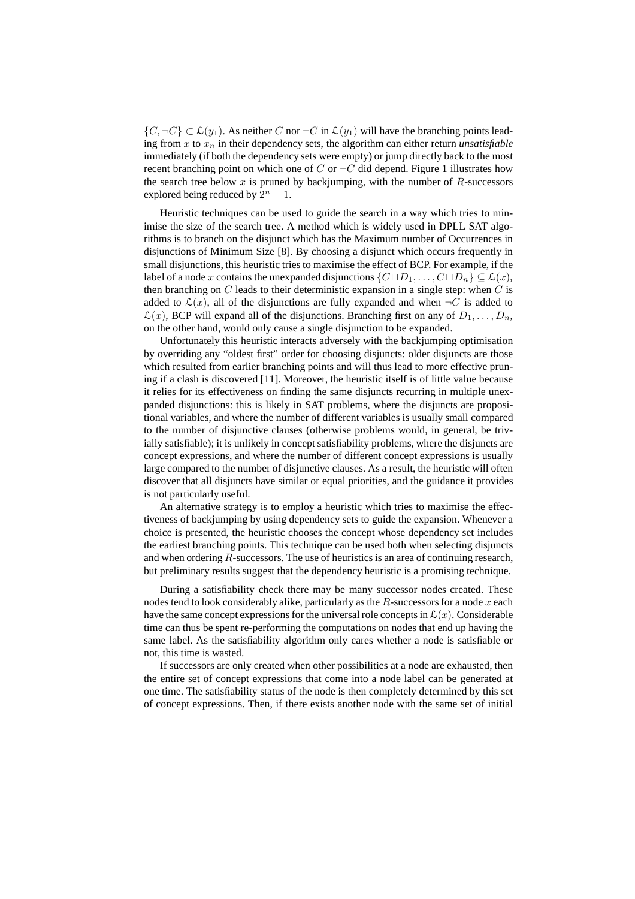$\{C, \neg C\} \subset \mathcal{L}(y_1)$. As neither $C$ nor $\neg C$ in $\mathcal{L}(y_1)$ will have the branching points leading from $x$ to $x_n$ in their dependency sets, the algorithm can either return *unsatisfiable* immediately (if both the dependency sets were empty) or jump directly back to the most recent branching point on which one of $C$ or $\neg C$ did depend. Figure 1 illustrates how the search tree below $x$ is pruned by backjumping, with the number of $R$-successors explored being reduced by $2^n - 1$.

Heuristic techniques can be used to guide the search in a way which tries to minimise the size of the search tree. A method which is widely used in DPLL SAT algorithms is to branch on the disjunct which has the Maximum number of Occurrences in disjunctions of Minimum Size [8]. By choosing a disjunct which occurs frequently in small disjunctions, this heuristic tries to maximise the effect of BCP. For example, if the label of a node $x$ contains the unexpanded disjunctions $\{C \sqcup D_1, \ldots, C \sqcup D_n\} \subseteq \mathcal{L}(x)$, then branching on $C$ leads to their deterministic expansion in a single step: when $C$ is added to $\mathcal{L}(x)$, all of the disjunctions are fully expanded and when $\neg C$ is added to $\mathcal{L}(x)$, BCP will expand all of the disjunctions. Branching first on any of $D_1, \ldots, D_n$, on the other hand, would only cause a single disjunction to be expanded.

Unfortunately this heuristic interacts adversely with the backjumping optimisation by overriding any "oldest first" order for choosing disjuncts: older disjuncts are those which resulted from earlier branching points and will thus lead to more effective pruning if a clash is discovered [11]. Moreover, the heuristic itself is of little value because it relies for its effectiveness on finding the same disjuncts recurring in multiple unexpanded disjunctions: this is likely in SAT problems, where the disjuncts are propositional variables, and where the number of different variables is usually small compared to the number of disjunctive clauses (otherwise problems would, in general, be trivially satisfiable); it is unlikely in concept satisfiability problems, where the disjuncts are concept expressions, and where the number of different concept expressions is usually large compared to the number of disjunctive clauses. As a result, the heuristic will often discover that all disjuncts have similar or equal priorities, and the guidance it provides is not particularly useful.

An alternative strategy is to employ a heuristic which tries to maximise the effectiveness of backjumping by using dependency sets to guide the expansion. Whenever a choice is presented, the heuristic chooses the concept whose dependency set includes the earliest branching points. This technique can be used both when selecting disjuncts and when ordering $R$-successors. The use of heuristics is an area of continuing research, but preliminary results suggest that the dependency heuristic is a promising technique.

During a satisfiability check there may be many successor nodes created. These nodes tend to look considerably alike, particularly as the $R$-successors for a node $x$ each have the same concept expressions for the universal role concepts in $\mathcal{L}(x)$. Considerable time can thus be spent re-performing the computations on nodes that end up having the same label. As the satisfiability algorithm only cares whether a node is satisfiable or not, this time is wasted.

If successors are only created when other possibilities at a node are exhausted, then the entire set of concept expressions that come into a node label can be generated at one time. The satisfiability status of the node is then completely determined by this set of concept expressions. Then, if there exists another node with the same set of initial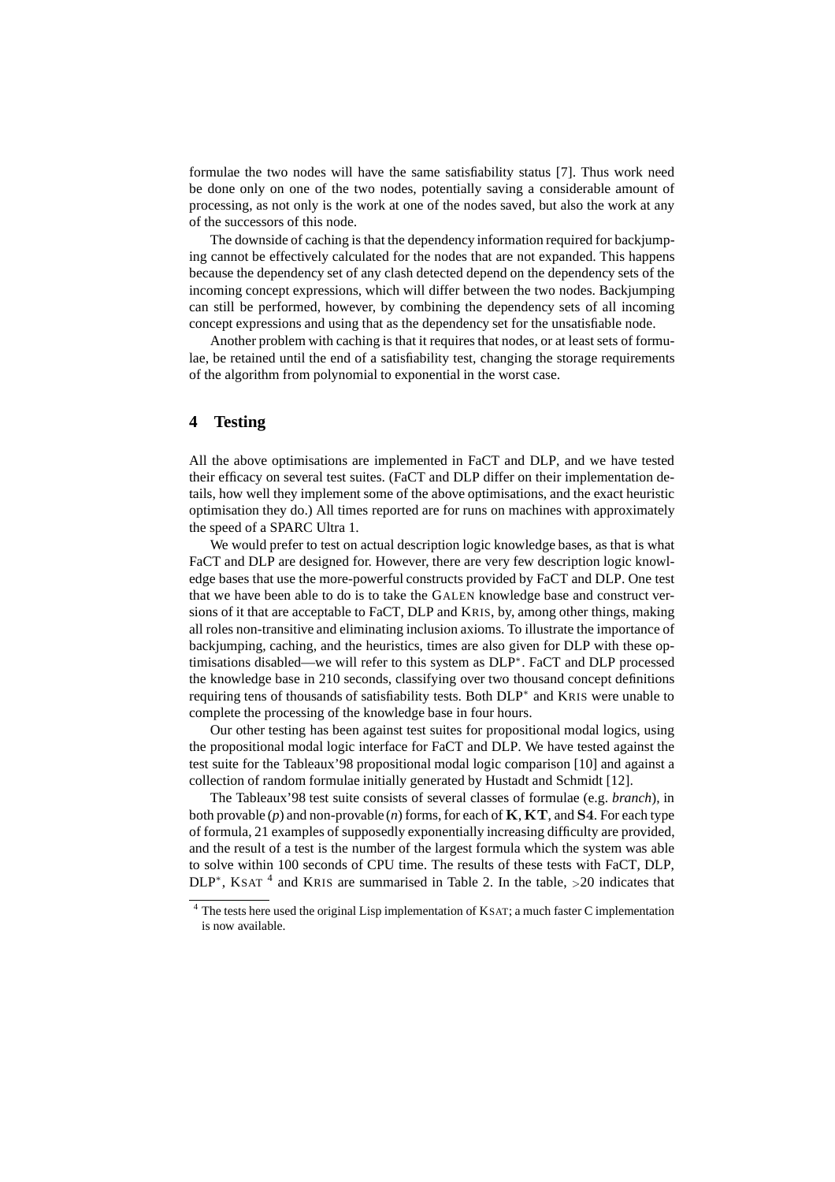formulae the two nodes will have the same satisfiability status [7]. Thus work need be done only on one of the two nodes, potentially saving a considerable amount of processing, as not only is the work at one of the nodes saved, but also the work at any of the successors of this node.

The downside of caching is that the dependency information required for backjumping cannot be effectively calculated for the nodes that are not expanded. This happens because the dependency set of any clash detected depend on the dependency sets of the incoming concept expressions, which will differ between the two nodes. Backjumping can still be performed, however, by combining the dependency sets of all incoming concept expressions and using that as the dependency set for the unsatisfiable node.

Another problem with caching is that it requires that nodes, or at least sets of formulae, be retained until the end of a satisfiability test, changing the storage requirements of the algorithm from polynomial to exponential in the worst case.

## 4 Testing

All the above optimisations are implemented in FaCT and DLP, and we have tested their efficacy on several test suites. (FaCT and DLP differ on their implementation details, how well they implement some of the above optimisations, and the exact heuristic optimisation they do.) All times reported are for runs on machines with approximately the speed of a SPARC Ultra 1.

We would prefer to test on actual description logic knowledge bases, as that is what FaCT and DLP are designed for. However, there are very few description logic knowledge bases that use the more-powerful constructs provided by FaCT and DLP. One test that we have been able to do is to take the GALEN knowledge base and construct versions of it that are acceptable to FaCT, DLP and KRIS, by, among other things, making all roles non-transitive and eliminating inclusion axioms. To illustrate the importance of backjumping, caching, and the heuristics, times are also given for DLP with these optimisations disabled—we will refer to this system as DLP*. FaCT and DLP processed the knowledge base in 210 seconds, classifying over two thousand concept definitions requiring tens of thousands of satisfiability tests. Both DLP* and KRIS were unable to complete the processing of the knowledge base in four hours.

Our other testing has been against test suites for propositional modal logics, using the propositional modal logic interface for FaCT and DLP. We have tested against the test suite for the Tableaux'98 propositional modal logic comparison [10] and against a collection of random formulae initially generated by Hustadt and Schmidt [12].

The Tableaux'98 test suite consists of several classes of formulae (e.g. *branch*), in both provable (*p*) and non-provable (*n*) forms, for each of $\mathbf{K}$, $\mathbf{KT}$, and $\mathbf{S4}$. For each type of formula, 21 examples of supposedly exponentially increasing difficulty are provided, and the result of a test is the number of the largest formula which the system was able to solve within 100 seconds of CPU time. The results of these tests with FaCT, DLP, DLP*, KSAT [4] and KRIS are summarised in Table 2. In the table, >20 indicates that

[4] The tests here used the original Lisp implementation of KSAT; a much faster C implementation is now available.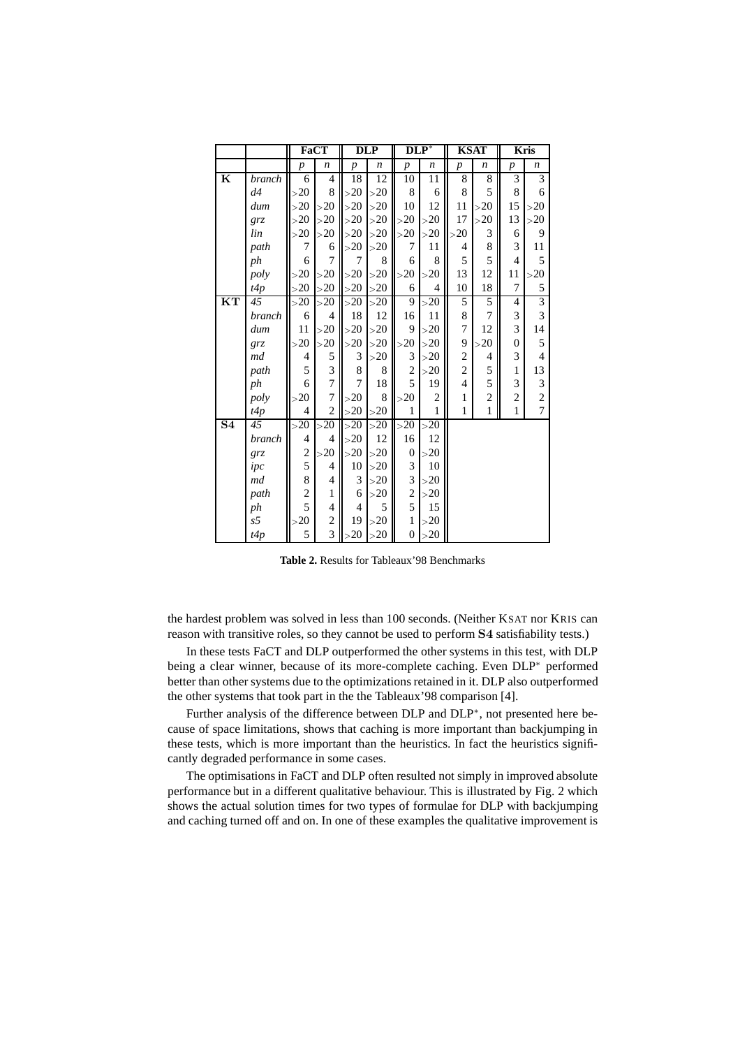| | | FaCT | | DLP | | DLP* | | KSAT | | Kris | |
|---|---|---|---|---|---|---|---|---|---|---|---|
| | | *p* | *n* | *p* | *n* | *p* | *n* | *p* | *n* | *p* | *n* |
| **K** | *branch* | 6 | 4 | 18 | 12 | 10 | 11 | 8 | 8 | 3 | 3 |
| | *d4* | >20 | 8 | >20 | >20 | 8 | 6 | 8 | 5 | 8 | 6 |
| | *dum* | >20 | >20 | >20 | >20 | 10 | 12 | 11 | >20 | 15 | >20 |
| | *grz* | >20 | >20 | >20 | >20 | >20 | >20 | 17 | >20 | 13 | >20 |
| | *lin* | >20 | >20 | >20 | >20 | >20 | >20 | >20 | 3 | 6 | 9 |
| | *path* | 7 | 6 | >20 | >20 | 7 | 11 | 4 | 8 | 3 | 11 |
| | *ph* | 6 | 7 | 7 | 8 | 6 | 8 | 5 | 5 | 4 | 5 |
| | *poly* | >20 | >20 | >20 | >20 | >20 | >20 | 13 | 12 | 11 | >20 |
| | *t4p* | >20 | >20 | >20 | >20 | 6 | 4 | 10 | 18 | 7 | 5 |
| **KT** | *45* | >20 | >20 | >20 | >20 | 9 | >20 | 5 | 5 | 4 | 3 |
| | *branch* | 6 | 4 | 18 | 12 | 16 | 11 | 8 | 7 | 3 | 3 |
| | *dum* | 11 | >20 | >20 | >20 | 9 | >20 | 7 | 12 | 3 | 14 |
| | *grz* | >20 | >20 | >20 | >20 | >20 | >20 | 9 | >20 | 0 | 5 |
| | *md* | 4 | 5 | 3 | >20 | 3 | >20 | 2 | 4 | 3 | 4 |
| | *path* | 5 | 3 | 8 | 8 | 2 | >20 | 2 | 5 | 1 | 13 |
| | *ph* | 6 | 7 | 7 | 18 | 5 | 19 | 4 | 5 | 3 | 3 |
| | *poly* | >20 | 7 | >20 | 8 | >20 | 2 | 1 | 2 | 2 | 2 |
| | *t4p* | 4 | 2 | >20 | >20 | 1 | 1 | 1 | 1 | 1 | 7 |
| **S4** | *45* | >20 | >20 | >20 | >20 | >20 | >20 | | | | |
| | *branch* | 4 | 4 | >20 | 12 | 16 | 12 | | | | |
| | *grz* | 2 | >20 | >20 | >20 | 0 | >20 | | | | |
| | *ipc* | 5 | 4 | 10 | >20 | 3 | 10 | | | | |
| | *md* | 8 | 4 | 3 | >20 | 3 | >20 | | | | |
| | *path* | 2 | 1 | 6 | >20 | 2 | >20 | | | | |
| | *ph* | 5 | 4 | 4 | 5 | 5 | 15 | | | | |
| | *s5* | >20 | 2 | 19 | >20 | 1 | >20 | | | | |
| | *t4p* | 5 | 3 | >20 | >20 | 0 | >20 | | | | |

**Table 2.** Results for Tableaux'98 Benchmarks

the hardest problem was solved in less than 100 seconds. (Neither KSAT nor KRIS can reason with transitive roles, so they cannot be used to perform **S4** satisfiability tests.)

In these tests FaCT and DLP outperformed the other systems in this test, with DLP being a clear winner, because of its more-complete caching. Even DLP* performed better than other systems due to the optimizations retained in it. DLP also outperformed the other systems that took part in the the Tableaux'98 comparison [4].

Further analysis of the difference between DLP and DLP*, not presented here because of space limitations, shows that caching is more important than backjumping in these tests, which is more important than the heuristics. In fact the heuristics significantly degraded performance in some cases.

The optimisations in FaCT and DLP often resulted not simply in improved absolute performance but in a different qualitative behaviour. This is illustrated by Fig. 2 which shows the actual solution times for two types of formulae for DLP with backjumping and caching turned off and on. In one of these examples the qualitative improvement is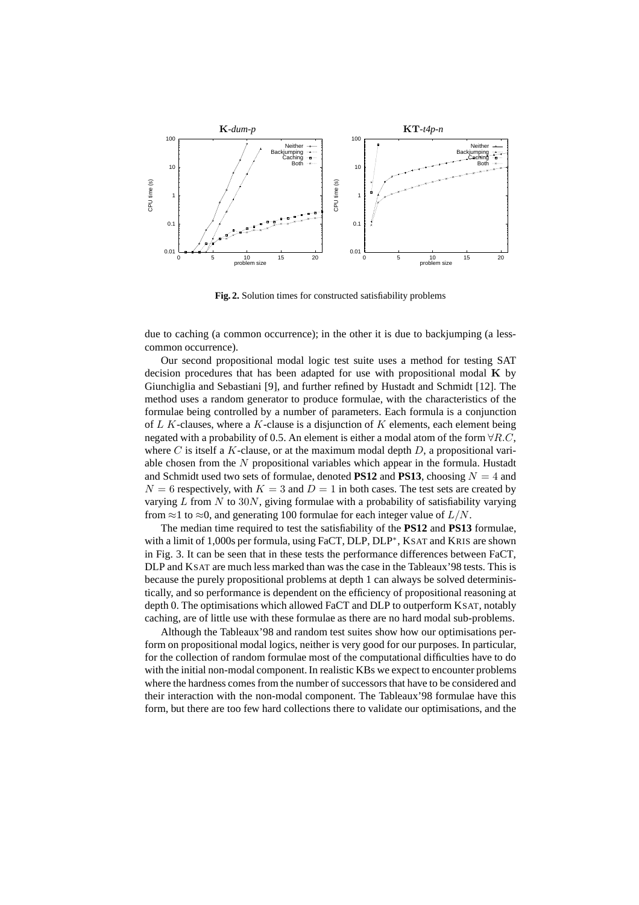**Fig. 2.** Solution times for constructed satisfiability problems

due to caching (a common occurrence); in the other it is due to backjumping (a less-common occurrence).

Our second propositional modal logic test suite uses a method for testing SAT decision procedures that has been adapted for use with propositional modal **K** by Giunchiglia and Sebastiani [9], and further refined by Hustadt and Schmidt [12]. The method uses a random generator to produce formulae, with the characteristics of the formulae being controlled by a number of parameters. Each formula is a conjunction of $L$ $K$-clauses, where a $K$-clause is a disjunction of $K$ elements, each element being negated with a probability of 0.5. An element is either a modal atom of the form $\forall R.C$, where $C$ is itself a $K$-clause, or at the maximum modal depth $D$, a propositional variable chosen from the $N$ propositional variables which appear in the formula. Hustadt and Schmidt used two sets of formulae, denoted **PS12** and **PS13**, choosing $N = 4$ and $N = 6$ respectively, with $K = 3$ and $D = 1$ in both cases. The test sets are created by varying $L$ from $N$ to $30N$, giving formulae with a probability of satisfiability varying from $\approx$1 to $\approx$0, and generating 100 formulae for each integer value of $L/N$.

The median time required to test the satisfiability of the **PS12** and **PS13** formulae, with a limit of 1,000s per formula, using FaCT, DLP, DLP$^*$, KSAT and KRIS are shown in Fig. 3. It can be seen that in these tests the performance differences between FaCT, DLP and KSAT are much less marked than was the case in the Tableaux'98 tests. This is because the purely propositional problems at depth 1 can always be solved deterministically, and so performance is dependent on the efficiency of propositional reasoning at depth 0. The optimisations which allowed FaCT and DLP to outperform KSAT, notably caching, are of little use with these formulae as there are no hard modal sub-problems.

Although the Tableaux'98 and random test suites show how our optimisations perform on propositional modal logics, neither is very good for our purposes. In particular, for the collection of random formulae most of the computational difficulties have to do with the initial non-modal component. In realistic KBs we expect to encounter problems where the hardness comes from the number of successors that have to be considered and their interaction with the non-modal component. The Tableaux'98 formulae have this form, but there are too few hard collections there to validate our optimisations, and the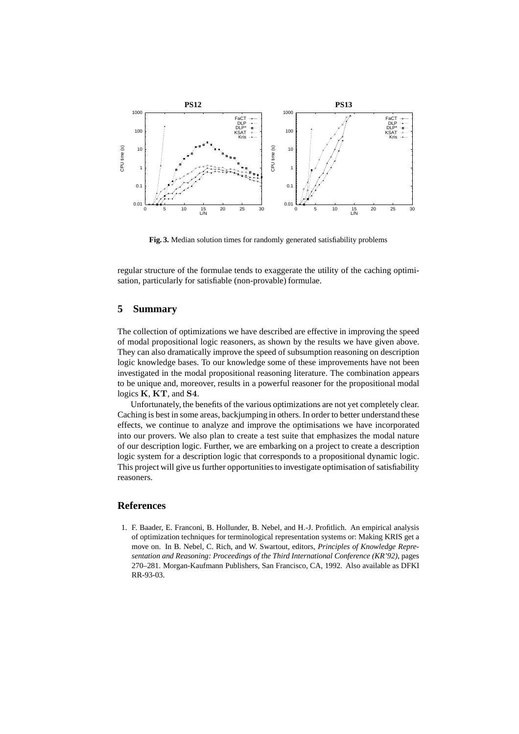**Fig. 3.** Median solution times for randomly generated satisfiability problems

regular structure of the formulae tends to exaggerate the utility of the caching optimisation, particularly for satisfiable (non-provable) formulae.

## 5 Summary

The collection of optimizations we have described are effective in improving the speed of modal propositional logic reasoners, as shown by the results we have given above. They can also dramatically improve the speed of subsumption reasoning on description logic knowledge bases. To our knowledge some of these improvements have not been investigated in the modal propositional reasoning literature. The combination appears to be unique and, moreover, results in a powerful reasoner for the propositional modal logics $\mathbf{K}$, $\mathbf{KT}$, and $\mathbf{S4}$.

Unfortunately, the benefits of the various optimizations are not yet completely clear. Caching is best in some areas, backjumping in others. In order to better understand these effects, we continue to analyze and improve the optimisations we have incorporated into our provers. We also plan to create a test suite that emphasizes the modal nature of our description logic. Further, we are embarking on a project to create a description logic system for a description logic that corresponds to a propositional dynamic logic. This project will give us further opportunities to investigate optimisation of satisfiability reasoners.

## References

1. F. Baader, E. Franconi, B. Hollunder, B. Nebel, and H.-J. Profitlich. An empirical analysis of optimization techniques for terminological representation systems or: Making KRIS get a move on. In B. Nebel, C. Rich, and W. Swartout, editors, *Principles of Knowledge Representation and Reasoning: Proceedings of the Third International Conference (KR'92)*, pages 270–281. Morgan-Kaufmann Publishers, San Francisco, CA, 1992. Also available as DFKI RR-93-03.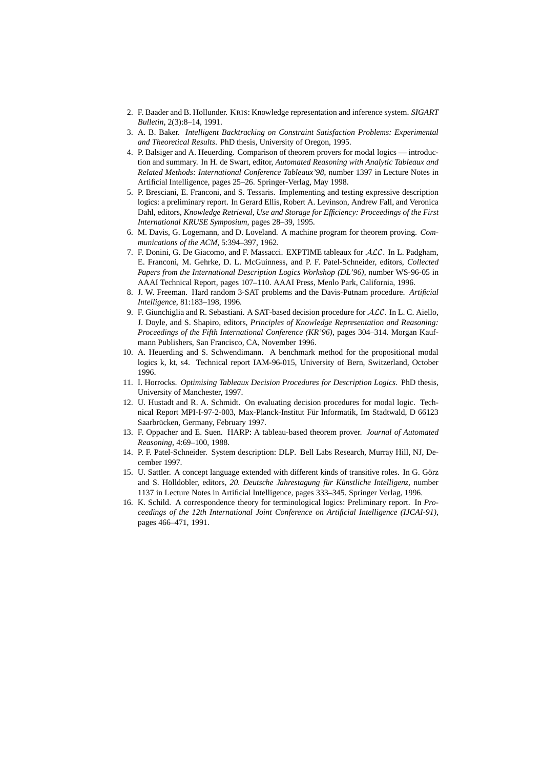2. F. Baader and B. Hollunder. KRIS: Knowledge representation and inference system. *SIGART Bulletin*, 2(3):8–14, 1991.
3. A. B. Baker. *Intelligent Backtracking on Constraint Satisfaction Problems: Experimental and Theoretical Results*. PhD thesis, University of Oregon, 1995.
4. P. Balsiger and A. Heuerding. Comparison of theorem provers for modal logics — introduction and summary. In H. de Swart, editor, *Automated Reasoning with Analytic Tableaux and Related Methods: International Conference Tableaux'98*, number 1397 in Lecture Notes in Artificial Intelligence, pages 25–26. Springer-Verlag, May 1998.
5. P. Bresciani, E. Franconi, and S. Tessaris. Implementing and testing expressive description logics: a preliminary report. In Gerard Ellis, Robert A. Levinson, Andrew Fall, and Veronica Dahl, editors, *Knowledge Retrieval, Use and Storage for Efficiency: Proceedings of the First International KRUSE Symposium*, pages 28–39, 1995.
6. M. Davis, G. Logemann, and D. Loveland. A machine program for theorem proving. *Communications of the ACM*, 5:394–397, 1962.
7. F. Donini, G. De Giacomo, and F. Massacci. EXPTIME tableaux for $\mathcal{ALC}$. In L. Padgham, E. Franconi, M. Gehrke, D. L. McGuinness, and P. F. Patel-Schneider, editors, *Collected Papers from the International Description Logics Workshop (DL'96)*, number WS-96-05 in AAAI Technical Report, pages 107–110. AAAI Press, Menlo Park, California, 1996.
8. J. W. Freeman. Hard random 3-SAT problems and the Davis-Putnam procedure. *Artificial Intelligence*, 81:183–198, 1996.
9. F. Giunchiglia and R. Sebastiani. A SAT-based decision procedure for $\mathcal{ALC}$. In L. C. Aiello, J. Doyle, and S. Shapiro, editors, *Principles of Knowledge Representation and Reasoning: Proceedings of the Fifth International Conference (KR'96)*, pages 304–314. Morgan Kaufmann Publishers, San Francisco, CA, November 1996.
10. A. Heuerding and S. Schwendimann. A benchmark method for the propositional modal logics k, kt, s4. Technical report IAM-96-015, University of Bern, Switzerland, October 1996.
11. I. Horrocks. *Optimising Tableaux Decision Procedures for Description Logics*. PhD thesis, University of Manchester, 1997.
12. U. Hustadt and R. A. Schmidt. On evaluating decision procedures for modal logic. Technical Report MPI-I-97-2-003, Max-Planck-Institut Für Informatik, Im Stadtwald, D 66123 Saarbrücken, Germany, February 1997.
13. F. Oppacher and E. Suen. HARP: A tableau-based theorem prover. *Journal of Automated Reasoning*, 4:69–100, 1988.
14. P. F. Patel-Schneider. System description: DLP. Bell Labs Research, Murray Hill, NJ, December 1997.
15. U. Sattler. A concept language extended with different kinds of transitive roles. In G. Görz and S. Hölldobler, editors, *20. Deutsche Jahrestagung für Künstliche Intelligenz*, number 1137 in Lecture Notes in Artificial Intelligence, pages 333–345. Springer Verlag, 1996.
16. K. Schild. A correspondence theory for terminological logics: Preliminary report. In *Proceedings of the 12th International Joint Conference on Artificial Intelligence (IJCAI-91)*, pages 466–471, 1991.